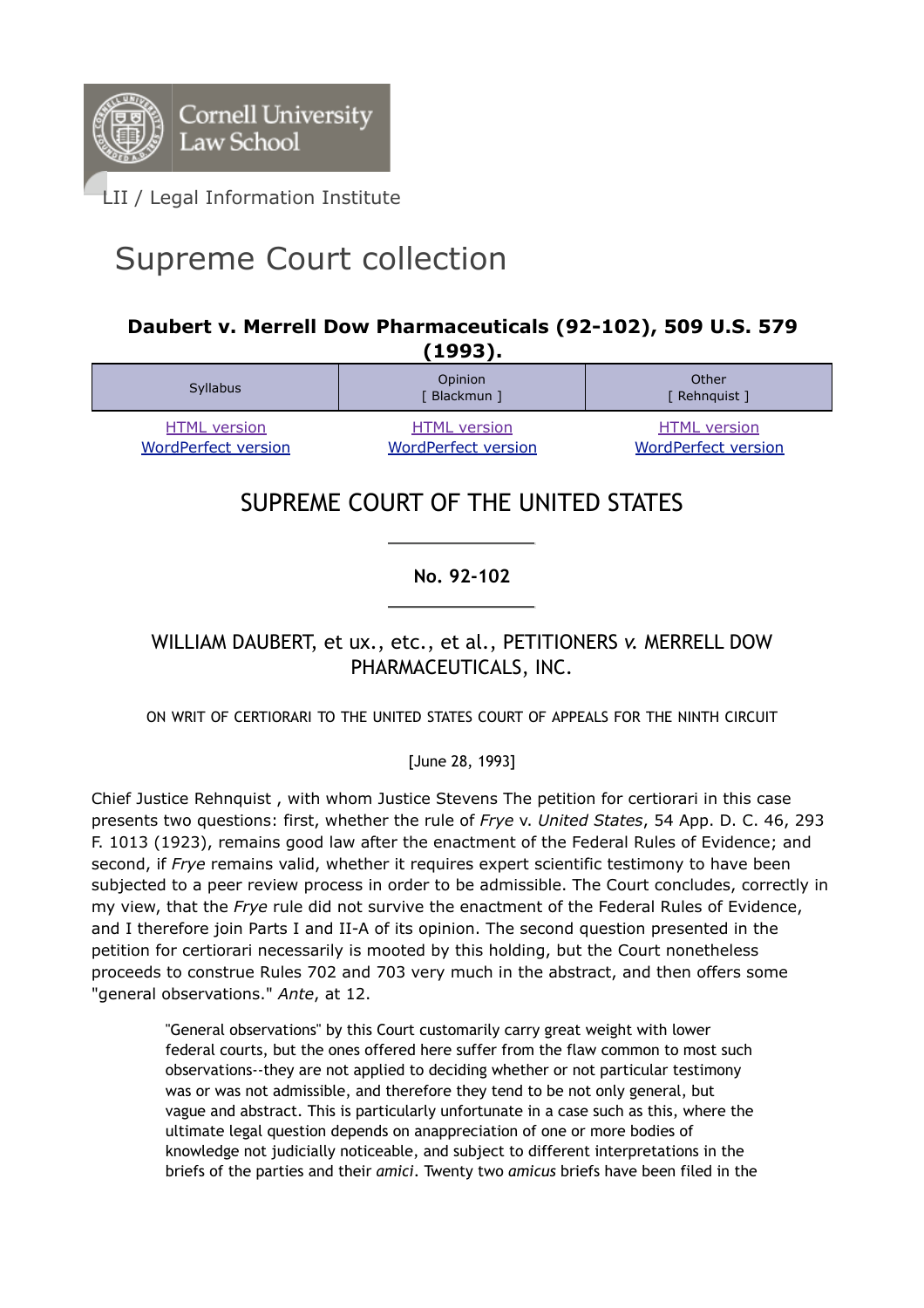LII / Legal Information Institute

# Supreme Court collection

### Daubert v. Merrell Dow Pharmaceuticals (92-102), 509 U.S. 579 (1993).

| Syllabus | Opinion [ Blackmun ] | Other [ Rehnquist ] |
|---|---|---|
| HTML version<br>WordPerfect version | HTML version<br>WordPerfect version | HTML version<br>WordPerfect version |

## SUPREME COURT OF THE UNITED STATES

**No. 92-102**

WILLIAM DAUBERT, et ux., etc., et al., PETITIONERS *v.* MERRELL DOW PHARMACEUTICALS, INC.

ON WRIT OF CERTIORARI TO THE UNITED STATES COURT OF APPEALS FOR THE NINTH CIRCUIT

[June 28, 1993]

Chief Justice Rehnquist , with whom Justice Stevens The petition for certiorari in this case presents two questions: first, whether the rule of *Frye* v. *United States*, 54 App. D. C. 46, 293 F. 1013 (1923), remains good law after the enactment of the Federal Rules of Evidence; and second, if *Frye* remains valid, whether it requires expert scientific testimony to have been subjected to a peer review process in order to be admissible. The Court concludes, correctly in my view, that the *Frye* rule did not survive the enactment of the Federal Rules of Evidence, and I therefore join Parts I and II-A of its opinion. The second question presented in the petition for certiorari necessarily is mooted by this holding, but the Court nonetheless proceeds to construe Rules 702 and 703 very much in the abstract, and then offers some "general observations." *Ante*, at 12.

> "General observations" by this Court customarily carry great weight with lower federal courts, but the ones offered here suffer from the flaw common to most such observations--they are not applied to deciding whether or not particular testimony was or was not admissible, and therefore they tend to be not only general, but vague and abstract. This is particularly unfortunate in a case such as this, where the ultimate legal question depends on anappreciation of one or more bodies of knowledge not judicially noticeable, and subject to different interpretations in the briefs of the parties and their *amici*. Twenty two *amicus* briefs have been filed in the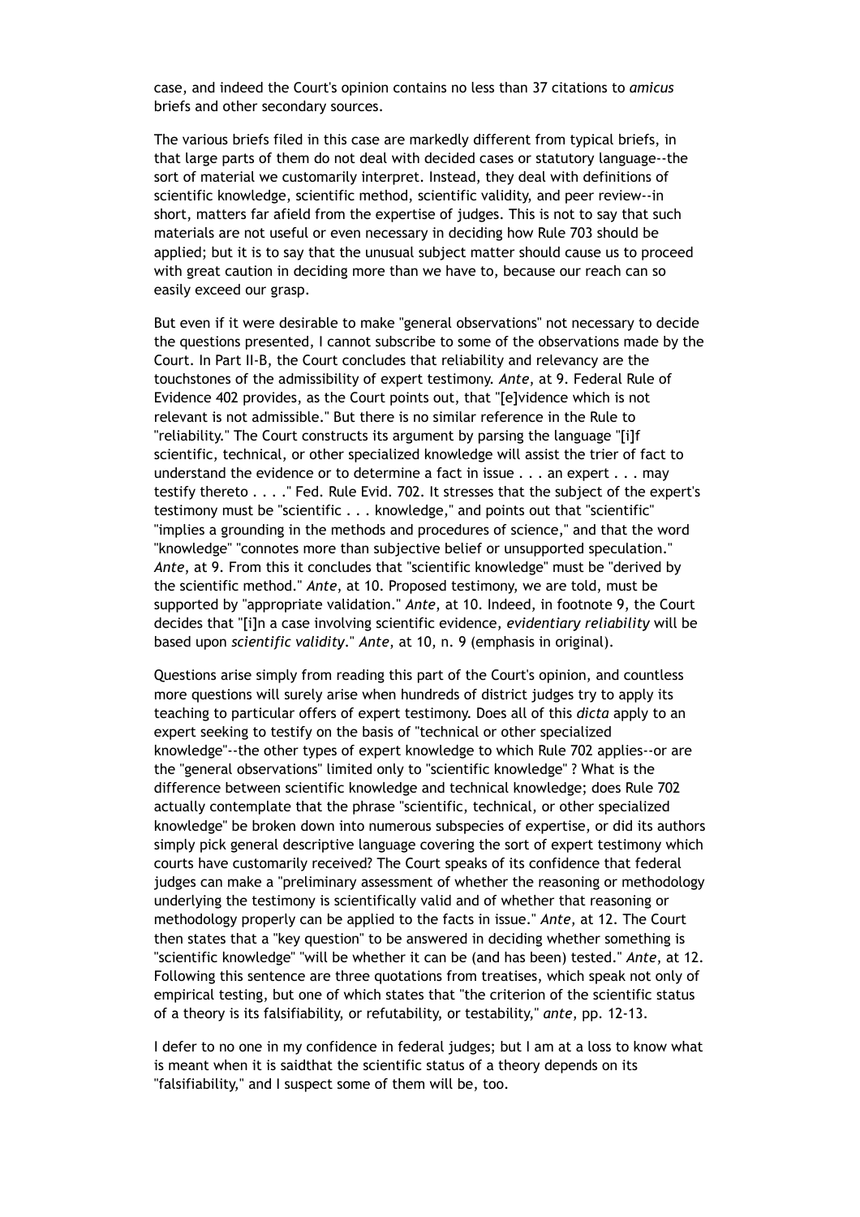case, and indeed the Court's opinion contains no less than 37 citations to *amicus* briefs and other secondary sources.

The various briefs filed in this case are markedly different from typical briefs, in that large parts of them do not deal with decided cases or statutory language--the sort of material we customarily interpret. Instead, they deal with definitions of scientific knowledge, scientific method, scientific validity, and peer review--in short, matters far afield from the expertise of judges. This is not to say that such materials are not useful or even necessary in deciding how Rule 703 should be applied; but it is to say that the unusual subject matter should cause us to proceed with great caution in deciding more than we have to, because our reach can so easily exceed our grasp.

But even if it were desirable to make "general observations" not necessary to decide the questions presented, I cannot subscribe to some of the observations made by the Court. In Part II-B, the Court concludes that reliability and relevancy are the touchstones of the admissibility of expert testimony. *Ante*, at 9. Federal Rule of Evidence 402 provides, as the Court points out, that "[e]vidence which is not relevant is not admissible." But there is no similar reference in the Rule to "reliability." The Court constructs its argument by parsing the language "[i]f scientific, technical, or other specialized knowledge will assist the trier of fact to understand the evidence or to determine a fact in issue . . . an expert . . . may testify thereto . . . ." Fed. Rule Evid. 702. It stresses that the subject of the expert's testimony must be "scientific . . . knowledge," and points out that "scientific" "implies a grounding in the methods and procedures of science," and that the word "knowledge" "connotes more than subjective belief or unsupported speculation." *Ante*, at 9. From this it concludes that "scientific knowledge" must be "derived by the scientific method." *Ante*, at 10. Proposed testimony, we are told, must be supported by "appropriate validation." *Ante*, at 10. Indeed, in footnote 9, the Court decides that "[i]n a case involving scientific evidence, *evidentiary reliability* will be based upon *scientific validity*." *Ante*, at 10, n. 9 (emphasis in original).

Questions arise simply from reading this part of the Court's opinion, and countless more questions will surely arise when hundreds of district judges try to apply its teaching to particular offers of expert testimony. Does all of this *dicta* apply to an expert seeking to testify on the basis of "technical or other specialized knowledge"--the other types of expert knowledge to which Rule 702 applies--or are the "general observations" limited only to "scientific knowledge" ? What is the difference between scientific knowledge and technical knowledge; does Rule 702 actually contemplate that the phrase "scientific, technical, or other specialized knowledge" be broken down into numerous subspecies of expertise, or did its authors simply pick general descriptive language covering the sort of expert testimony which courts have customarily received? The Court speaks of its confidence that federal judges can make a "preliminary assessment of whether the reasoning or methodology underlying the testimony is scientifically valid and of whether that reasoning or methodology properly can be applied to the facts in issue." *Ante*, at 12. The Court then states that a "key question" to be answered in deciding whether something is "scientific knowledge" "will be whether it can be (and has been) tested." *Ante*, at 12. Following this sentence are three quotations from treatises, which speak not only of empirical testing, but one of which states that "the criterion of the scientific status of a theory is its falsifiability, or refutability, or testability," *ante*, pp. 12-13.

I defer to no one in my confidence in federal judges; but I am at a loss to know what is meant when it is saidthat the scientific status of a theory depends on its "falsifiability," and I suspect some of them will be, too.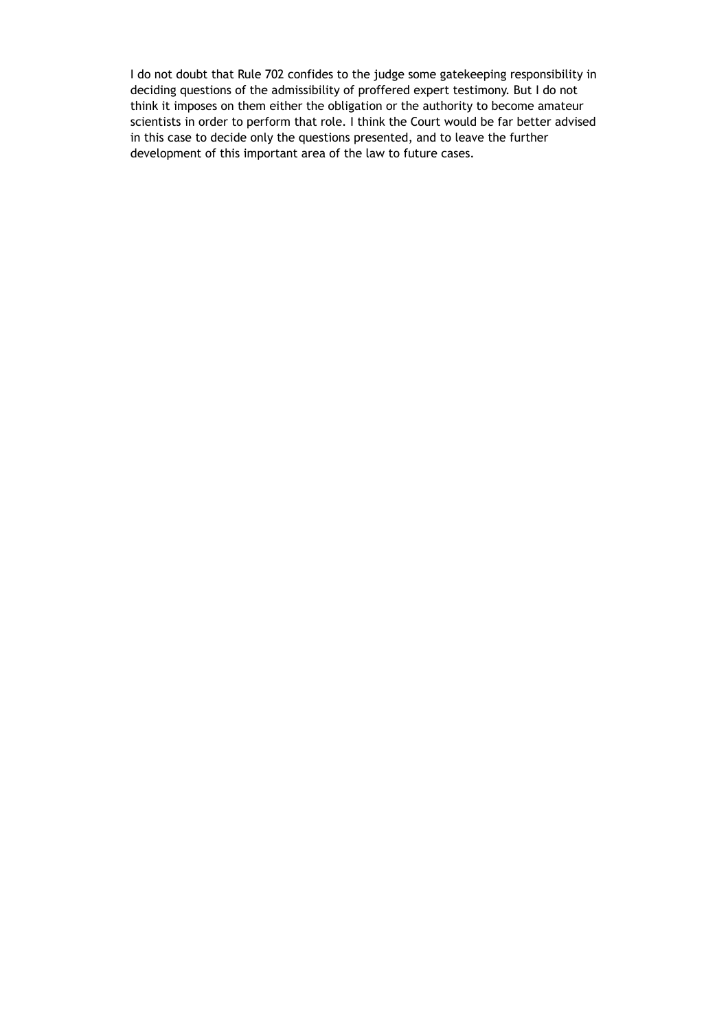I do not doubt that Rule 702 confides to the judge some gatekeeping responsibility in deciding questions of the admissibility of proffered expert testimony. But I do not think it imposes on them either the obligation or the authority to become amateur scientists in order to perform that role. I think the Court would be far better advised in this case to decide only the questions presented, and to leave the further development of this important area of the law to future cases.